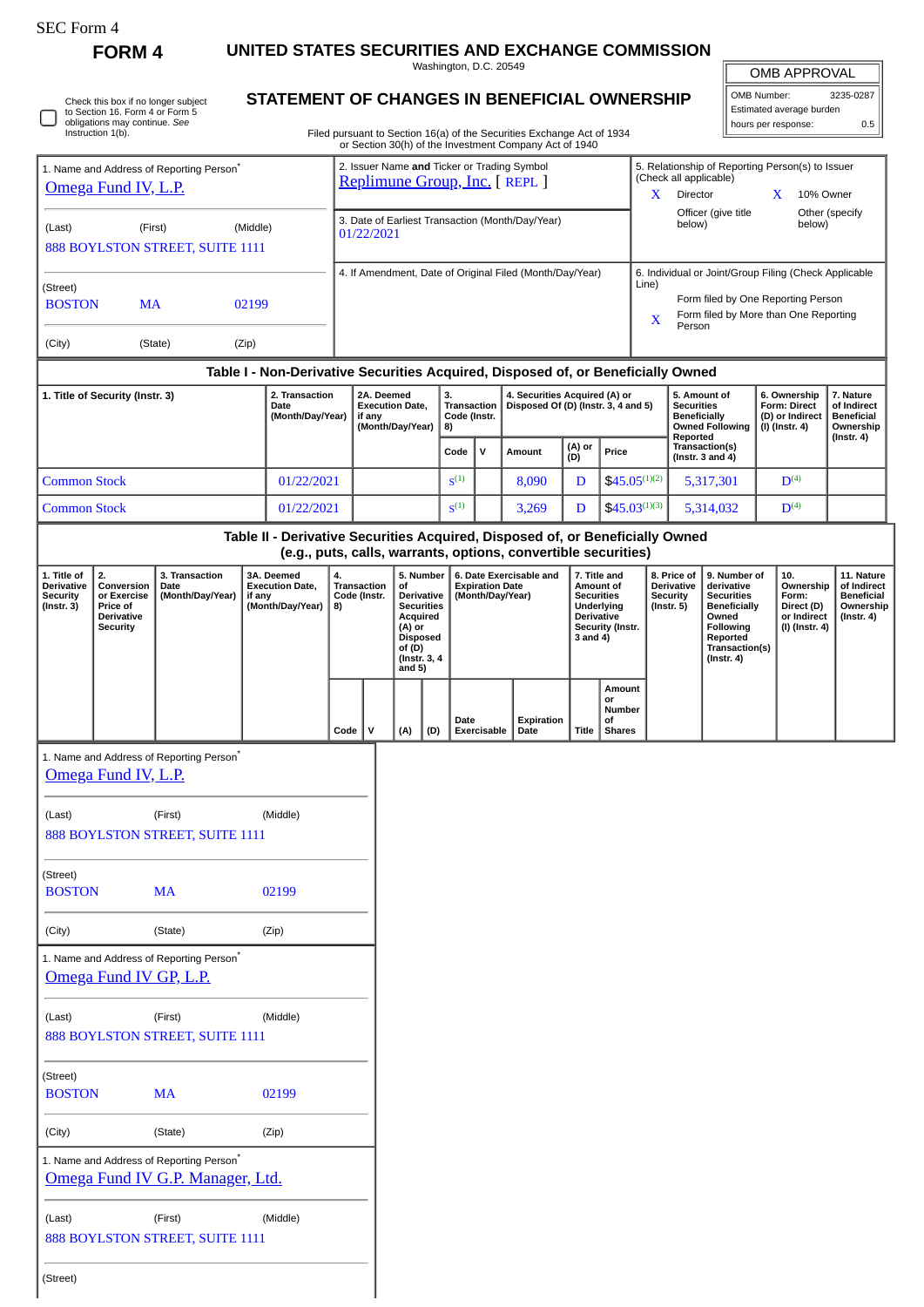SEC Form 4

# FORM 4

## UNITED STATES SECURITIES AND EXCHANGE COMMISSION

Washington, D.C. 20549

## STATEMENT OF CHANGES IN BENEFICIAL OWNERSHIP

Filed pursuant to Section 16(a) of the Securities Exchange Act of 1934 or Section 30(h) of the Investment Company Act of 1940

| OMB APPROVAL | |
|---|---|
| OMB Number: | 3235-0287 |
| Estimated average burden | |
| hours per response: | 0.5 |

☐ Check this box if no longer subject to Section 16. Form 4 or Form 5 obligations may continue. *See* Instruction 1(b).

| 1. Name and Address of Reporting Person* | 2. Issuer Name **and** Ticker or Trading Symbol | 5. Relationship of Reporting Person(s) to Issuer (Check all applicable) |
|---|---|---|
| Omega Fund IV, L.P. | Replimune Group, Inc. [ REPL ] | X Director; X 10% Owner; Officer (give title below); Other (specify below) |
| (Last) (First) (Middle) 888 BOYLSTON STREET, SUITE 1111 | 3. Date of Earliest Transaction (Month/Day/Year) 01/22/2021 | |
| (Street) BOSTON MA 02199 (City) (State) (Zip) | 4. If Amendment, Date of Original Filed (Month/Day/Year) | 6. Individual or Joint/Group Filing (Check Applicable Line): Form filed by One Reporting Person; X Form filed by More than One Reporting Person |

### Table I - Non-Derivative Securities Acquired, Disposed of, or Beneficially Owned

| 1. Title of Security (Instr. 3) | 2. Transaction Date (Month/Day/Year) | 2A. Deemed Execution Date, if any (Month/Day/Year) | 3. Transaction Code (Instr. 8) | | 4. Securities Acquired (A) or Disposed Of (D) (Instr. 3, 4 and 5) | | | 5. Amount of Securities Beneficially Owned Following Reported Transaction(s) (Instr. 3 and 4) | 6. Ownership Form: Direct (D) or Indirect (I) (Instr. 4) | 7. Nature of Indirect Beneficial Ownership (Instr. 4) |
|---|---|---|---|---|---|---|---|---|---|---|
| | | | Code | V | Amount | (A) or (D) | Price | | | |
| Common Stock | 01/22/2021 | | S[1] | | 8,090 | D | $45.05[1][2] | 5,317,301 | D[4] | |
| Common Stock | 01/22/2021 | | S[1] | | 3,269 | D | $45.03[1][3] | 5,314,032 | D[4] | |

### Table II - Derivative Securities Acquired, Disposed of, or Beneficially Owned (e.g., puts, calls, warrants, options, convertible securities)

| 1. Title of Derivative Security (Instr. 3) | 2. Conversion or Exercise Price of Derivative Security | 3. Transaction Date (Month/Day/Year) | 3A. Deemed Execution Date, if any (Month/Day/Year) | 4. Transaction Code (Instr. 8) | | 5. Number of Derivative Securities Acquired (A) or Disposed of (D) (Instr. 3, 4 and 5) | | 6. Date Exercisable and Expiration Date (Month/Day/Year) | | 7. Title and Amount of Securities Underlying Derivative Security (Instr. 3 and 4) | | 8. Price of Derivative Security (Instr. 5) | 9. Number of derivative Securities Beneficially Owned Following Reported Transaction(s) (Instr. 4) | 10. Ownership Form: Direct (D) or Indirect (I) (Instr. 4) | 11. Nature of Indirect Beneficial Ownership (Instr. 4) |
|---|---|---|---|---|---|---|---|---|---|---|---|---|---|---|---|
| | | | | Code | V | (A) | (D) | Date Exercisable | Expiration Date | Title | Amount or Number of Shares | | | | |

1. Name and Address of Reporting Person*
Omega Fund IV, L.P.
(Last) (First) (Middle)
888 BOYLSTON STREET, SUITE 1111
(Street)
BOSTON MA 02199
(City) (State) (Zip)

1. Name and Address of Reporting Person*
Omega Fund IV GP, L.P.
(Last) (First) (Middle)
888 BOYLSTON STREET, SUITE 1111
(Street)
BOSTON MA 02199
(City) (State) (Zip)

1. Name and Address of Reporting Person*
Omega Fund IV G.P. Manager, Ltd.
(Last) (First) (Middle)
888 BOYLSTON STREET, SUITE 1111
(Street)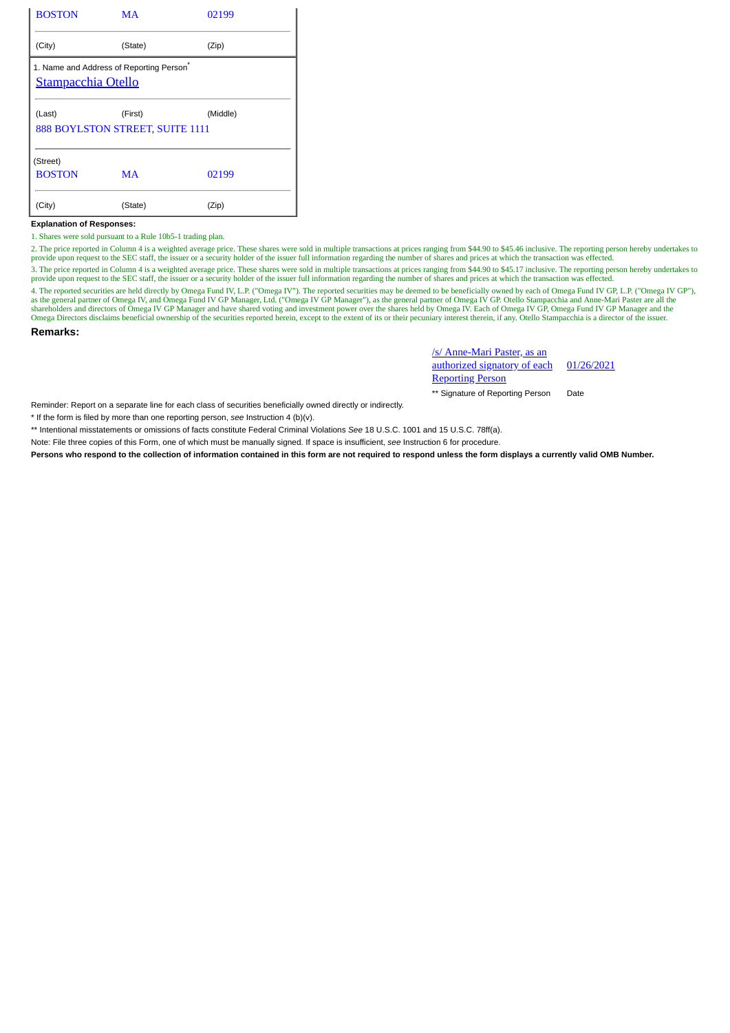| | | |
|---|---|---|
| BOSTON | MA | 02199 |
| (City) | (State) | (Zip) |

1. Name and Address of Reporting Person*

Stampacchia Otello

| | | |
|---|---|---|
| (Last) | (First) | (Middle) |

888 BOYLSTON STREET, SUITE 1111

(Street)

| | | |
|---|---|---|
| BOSTON | MA | 02199 |
| (City) | (State) | (Zip) |

**Explanation of Responses:**

1. Shares were sold pursuant to a Rule 10b5-1 trading plan.

2. The price reported in Column 4 is a weighted average price. These shares were sold in multiple transactions at prices ranging from $44.90 to $45.46 inclusive. The reporting person hereby undertakes to provide upon request to the SEC staff, the issuer or a security holder of the issuer full information regarding the number of shares and prices at which the transaction was effected.

3. The price reported in Column 4 is a weighted average price. These shares were sold in multiple transactions at prices ranging from $44.90 to $45.17 inclusive. The reporting person hereby undertakes to provide upon request to the SEC staff, the issuer or a security holder of the issuer full information regarding the number of shares and prices at which the transaction was effected.

4. The reported securities are held directly by Omega Fund IV, L.P. ("Omega IV"). The reported securities may be deemed to be beneficially owned by each of Omega Fund IV GP, L.P. ("Omega IV GP"), as the general partner of Omega IV, and Omega Fund IV GP Manager, Ltd. ("Omega IV GP Manager"), as the general partner of Omega IV GP. Otello Stampacchia and Anne-Mari Paster are all the shareholders and directors of Omega IV GP Manager and have shared voting and investment power over the shares held by Omega IV. Each of Omega IV GP, Omega Fund IV GP Manager and the Omega Directors disclaims beneficial ownership of the securities reported herein, except to the extent of its or their pecuniary interest therein, if any. Otello Stampacchia is a director of the issuer.

**Remarks:**

| | |
|---|---|
| /s/ Anne-Mari Paster, as an authorized signatory of each Reporting Person | 01/26/2021 |
| ** Signature of Reporting Person | Date |

Reminder: Report on a separate line for each class of securities beneficially owned directly or indirectly.

* If the form is filed by more than one reporting person, *see* Instruction 4 (b)(v).

** Intentional misstatements or omissions of facts constitute Federal Criminal Violations *See* 18 U.S.C. 1001 and 15 U.S.C. 78ff(a).

Note: File three copies of this Form, one of which must be manually signed. If space is insufficient, *see* Instruction 6 for procedure.

**Persons who respond to the collection of information contained in this form are not required to respond unless the form displays a currently valid OMB Number.**